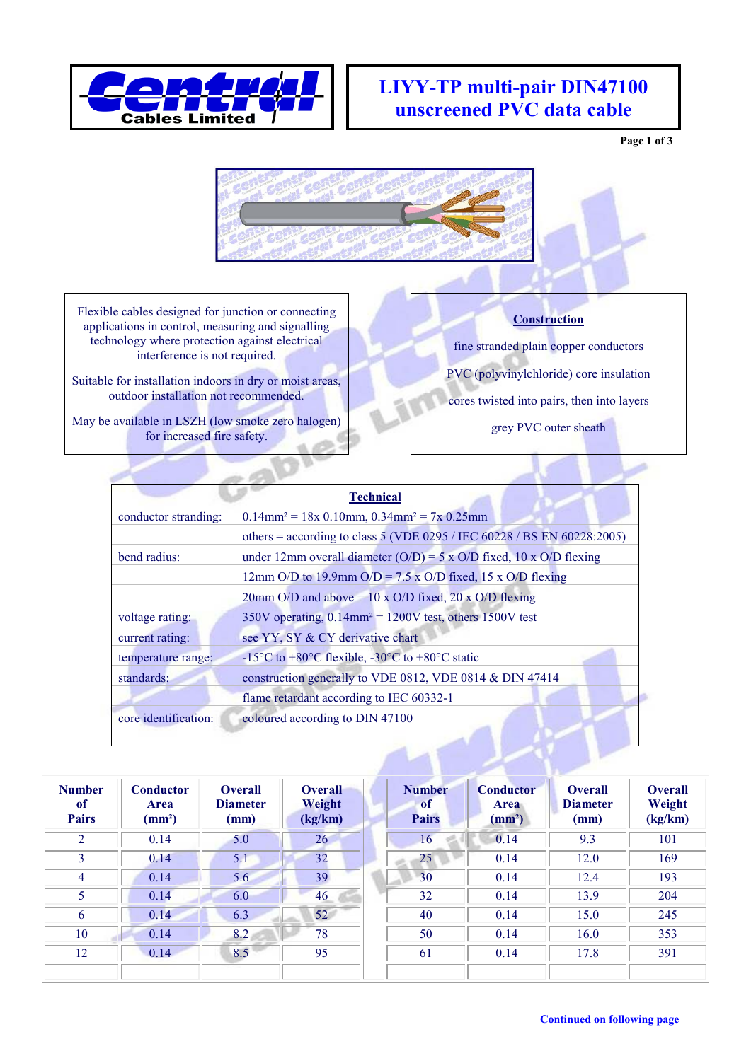Central Cables Limited

# LIYY-TP multi-pair DIN47100 unscreened PVC data cable

Flexible cables designed for junction or connecting applications in control, measuring and signalling technology where protection against electrical interference is not required.

Suitable for installation indoors in dry or moist areas, outdoor installation not recommended.

May be available in LSZH (low smoke zero halogen) for increased fire safety.

## Construction

fine stranded plain copper conductors

PVC (polyvinylchloride) core insulation

cores twisted into pairs, then into layers

grey PVC outer sheath

## Technical

| | |
|---|---|
| conductor stranding: | 0.14mm² = 18x 0.10mm, 0.34mm² = 7x 0.25mm |
| | others = according to class 5 (VDE 0295 / IEC 60228 / BS EN 60228:2005) |
| bend radius: | under 12mm overall diameter (O/D) = 5 x O/D fixed, 10 x O/D flexing |
| | 12mm O/D to 19.9mm O/D = 7.5 x O/D fixed, 15 x O/D flexing |
| | 20mm O/D and above = 10 x O/D fixed, 20 x O/D flexing |
| voltage rating: | 350V operating, 0.14mm² = 1200V test, others 1500V test |
| current rating: | see YY, SY & CY derivative chart |
| temperature range: | -15°C to +80°C flexible, -30°C to +80°C static |
| standards: | construction generally to VDE 0812, VDE 0814 & DIN 47414 |
| | flame retardant according to IEC 60332-1 |
| core identification: | coloured according to DIN 47100 |

| Number of Pairs | Conductor Area (mm²) | Overall Diameter (mm) | Overall Weight (kg/km) |
|---|---|---|---|
| 2 | 0.14 | 5.0 | 26 |
| 3 | 0.14 | 5.1 | 32 |
| 4 | 0.14 | 5.6 | 39 |
| 5 | 0.14 | 6.0 | 46 |
| 6 | 0.14 | 6.3 | 52 |
| 10 | 0.14 | 8.2 | 78 |
| 12 | 0.14 | 8.5 | 95 |
| 16 | 0.14 | 9.3 | 101 |
| 25 | 0.14 | 12.0 | 169 |
| 30 | 0.14 | 12.4 | 193 |
| 32 | 0.14 | 13.9 | 204 |
| 40 | 0.14 | 15.0 | 245 |
| 50 | 0.14 | 16.0 | 353 |
| 61 | 0.14 | 17.8 | 391 |

**Continued on following page**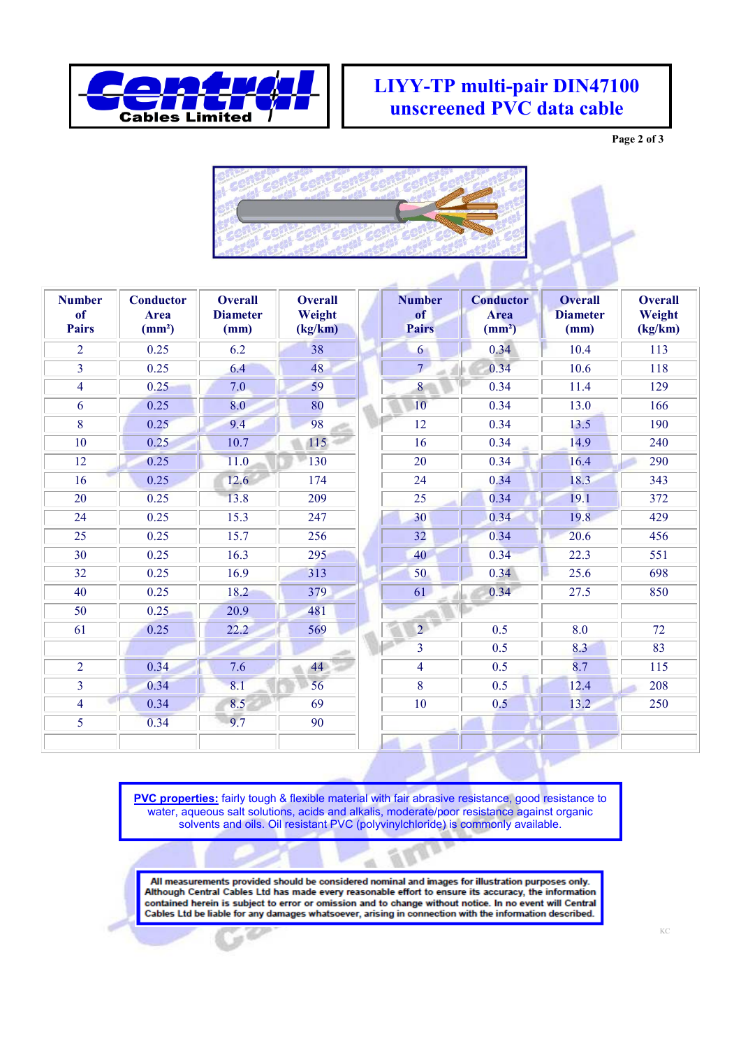# LIYY-TP multi-pair DIN47100 unscreened PVC data cable

| Number of Pairs | Conductor Area (mm²) | Overall Diameter (mm) | Overall Weight (kg/km) | Number of Pairs | Conductor Area (mm²) | Overall Diameter (mm) | Overall Weight (kg/km) |
|---|---|---|---|---|---|---|---|
| 2 | 0.25 | 6.2 | 38 | 6 | 0.34 | 10.4 | 113 |
| 3 | 0.25 | 6.4 | 48 | 7 | 0.34 | 10.6 | 118 |
| 4 | 0.25 | 7.0 | 59 | 8 | 0.34 | 11.4 | 129 |
| 6 | 0.25 | 8.0 | 80 | 10 | 0.34 | 13.0 | 166 |
| 8 | 0.25 | 9.4 | 98 | 12 | 0.34 | 13.5 | 190 |
| 10 | 0.25 | 10.7 | 115 | 16 | 0.34 | 14.9 | 240 |
| 12 | 0.25 | 11.0 | 130 | 20 | 0.34 | 16.4 | 290 |
| 16 | 0.25 | 12.6 | 174 | 24 | 0.34 | 18.3 | 343 |
| 20 | 0.25 | 13.8 | 209 | 25 | 0.34 | 19.1 | 372 |
| 24 | 0.25 | 15.3 | 247 | 30 | 0.34 | 19.8 | 429 |
| 25 | 0.25 | 15.7 | 256 | 32 | 0.34 | 20.6 | 456 |
| 30 | 0.25 | 16.3 | 295 | 40 | 0.34 | 22.3 | 551 |
| 32 | 0.25 | 16.9 | 313 | 50 | 0.34 | 25.6 | 698 |
| 40 | 0.25 | 18.2 | 379 | 61 | 0.34 | 27.5 | 850 |
| 50 | 0.25 | 20.9 | 481 | | | | |
| 61 | 0.25 | 22.2 | 569 | 2 | 0.5 | 8.0 | 72 |
| | | | | 3 | 0.5 | 8.3 | 83 |
| 2 | 0.34 | 7.6 | 44 | 4 | 0.5 | 8.7 | 115 |
| 3 | 0.34 | 8.1 | 56 | 8 | 0.5 | 12.4 | 208 |
| 4 | 0.34 | 8.5 | 69 | 10 | 0.5 | 13.2 | 250 |
| 5 | 0.34 | 9.7 | 90 | | | | |
| | | | | | | | |

**PVC properties:** fairly tough & flexible material with fair abrasive resistance, good resistance to water, aqueous salt solutions, acids and alkalis, moderate/poor resistance against organic solvents and oils. Oil resistant PVC (polyvinylchloride) is commonly available.

All measurements provided should be considered nominal and images for illustration purposes only. Although Central Cables Ltd has made every reasonable effort to ensure its accuracy, the information contained herein is subject to error or omission and to change without notice. In no event will Central Cables Ltd be liable for any damages whatsoever, arising in connection with the information described.

KC